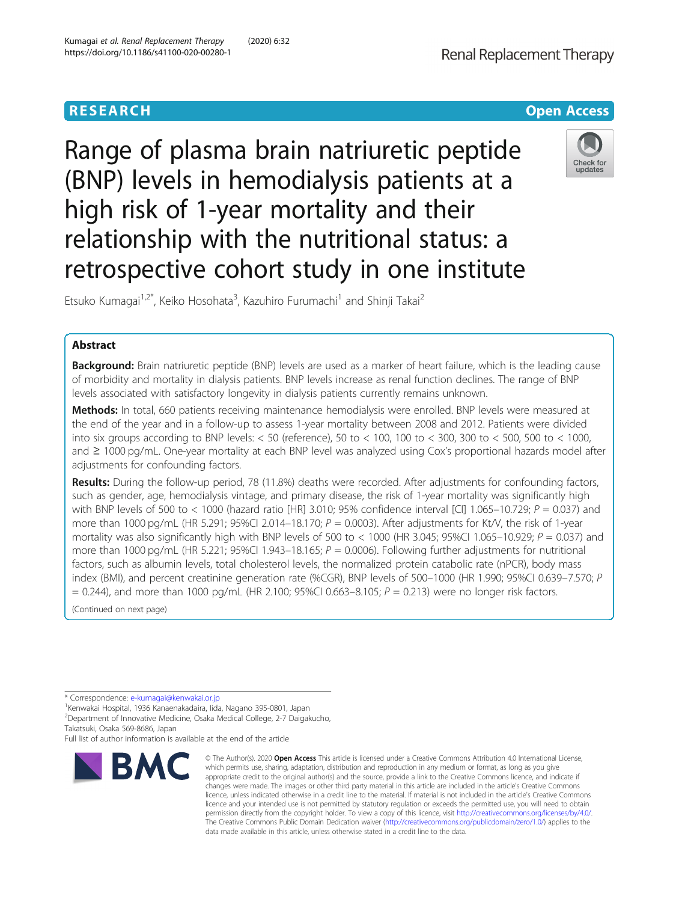RESEARCH

Open Access

# Range of plasma brain natriuretic peptide (BNP) levels in hemodialysis patients at a high risk of 1-year mortality and their relationship with the nutritional status: a retrospective cohort study in one institute

Etsuko Kumagai[1,2*], Keiko Hosohata[3], Kazuhiro Furumachi[1] and Shinji Takai[2]

## Abstract

**Background:** Brain natriuretic peptide (BNP) levels are used as a marker of heart failure, which is the leading cause of morbidity and mortality in dialysis patients. BNP levels increase as renal function declines. The range of BNP levels associated with satisfactory longevity in dialysis patients currently remains unknown.

**Methods:** In total, 660 patients receiving maintenance hemodialysis were enrolled. BNP levels were measured at the end of the year and in a follow-up to assess 1-year mortality between 2008 and 2012. Patients were divided into six groups according to BNP levels: < 50 (reference), 50 to < 100, 100 to < 300, 300 to < 500, 500 to < 1000, and ≥ 1000 pg/mL. One-year mortality at each BNP level was analyzed using Cox's proportional hazards model after adjustments for confounding factors.

**Results:** During the follow-up period, 78 (11.8%) deaths were recorded. After adjustments for confounding factors, such as gender, age, hemodialysis vintage, and primary disease, the risk of 1-year mortality was significantly high with BNP levels of 500 to < 1000 (hazard ratio [HR] 3.010; 95% confidence interval [CI] 1.065–10.729; $P = 0.037$) and more than 1000 pg/mL (HR 5.291; 95%CI 2.014–18.170; $P = 0.0003$). After adjustments for Kt/V, the risk of 1-year mortality was also significantly high with BNP levels of 500 to < 1000 (HR 3.045; 95%CI 1.065–10.929; $P = 0.037$) and more than 1000 pg/mL (HR 5.221; 95%CI 1.943–18.165; $P = 0.0006$). Following further adjustments for nutritional factors, such as albumin levels, total cholesterol levels, the normalized protein catabolic rate (nPCR), body mass index (BMI), and percent creatinine generation rate (%CGR), BNP levels of 500–1000 (HR 1.990; 95%CI 0.639–7.570; $P = 0.244$), and more than 1000 pg/mL (HR 2.100; 95%CI 0.663–8.105; $P = 0.213$) were no longer risk factors.

(Continued on next page)

\* Correspondence: e-kumagai@kenwakai.or.jp
[1]Kenwakai Hospital, 1936 Kanaenakadaira, Iida, Nagano 395-0801, Japan
[2]Department of Innovative Medicine, Osaka Medical College, 2-7 Daigakucho, Takatsuki, Osaka 569-8686, Japan
Full list of author information is available at the end of the article

© The Author(s). 2020 **Open Access** This article is licensed under a Creative Commons Attribution 4.0 International License, which permits use, sharing, adaptation, distribution and reproduction in any medium or format, as long as you give appropriate credit to the original author(s) and the source, provide a link to the Creative Commons licence, and indicate if changes were made. The images or other third party material in this article are included in the article's Creative Commons licence, unless indicated otherwise in a credit line to the material. If material is not included in the article's Creative Commons licence and your intended use is not permitted by statutory regulation or exceeds the permitted use, you will need to obtain permission directly from the copyright holder. To view a copy of this licence, visit http://creativecommons.org/licenses/by/4.0/. The Creative Commons Public Domain Dedication waiver (http://creativecommons.org/publicdomain/zero/1.0/) applies to the data made available in this article, unless otherwise stated in a credit line to the data.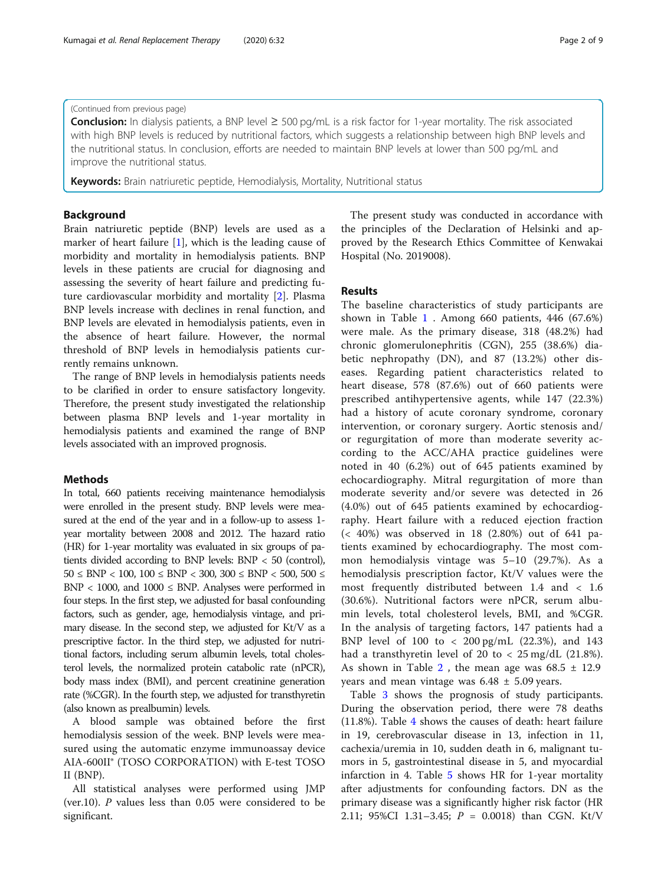(Continued from previous page)

**Conclusion:** In dialysis patients, a BNP level ≥ 500 pg/mL is a risk factor for 1-year mortality. The risk associated with high BNP levels is reduced by nutritional factors, which suggests a relationship between high BNP levels and the nutritional status. In conclusion, efforts are needed to maintain BNP levels at lower than 500 pg/mL and improve the nutritional status.

**Keywords:** Brain natriuretic peptide, Hemodialysis, Mortality, Nutritional status

## Background

Brain natriuretic peptide (BNP) levels are used as a marker of heart failure [1], which is the leading cause of morbidity and mortality in hemodialysis patients. BNP levels in these patients are crucial for diagnosing and assessing the severity of heart failure and predicting future cardiovascular morbidity and mortality [2]. Plasma BNP levels increase with declines in renal function, and BNP levels are elevated in hemodialysis patients, even in the absence of heart failure. However, the normal threshold of BNP levels in hemodialysis patients currently remains unknown.

The range of BNP levels in hemodialysis patients needs to be clarified in order to ensure satisfactory longevity. Therefore, the present study investigated the relationship between plasma BNP levels and 1-year mortality in hemodialysis patients and examined the range of BNP levels associated with an improved prognosis.

## Methods

In total, 660 patients receiving maintenance hemodialysis were enrolled in the present study. BNP levels were measured at the end of the year and in a follow-up to assess 1-year mortality between 2008 and 2012. The hazard ratio (HR) for 1-year mortality was evaluated in six groups of patients divided according to BNP levels: BNP < 50 (control), 50 ≤ BNP < 100, 100 ≤ BNP < 300, 300 ≤ BNP < 500, 500 ≤ BNP < 1000, and 1000 ≤ BNP. Analyses were performed in four steps. In the first step, we adjusted for basal confounding factors, such as gender, age, hemodialysis vintage, and primary disease. In the second step, we adjusted for Kt/V as a prescriptive factor. In the third step, we adjusted for nutritional factors, including serum albumin levels, total cholesterol levels, the normalized protein catabolic rate (nPCR), body mass index (BMI), and percent creatinine generation rate (%CGR). In the fourth step, we adjusted for transthyretin (also known as prealbumin) levels.

A blood sample was obtained before the first hemodialysis session of the week. BNP levels were measured using the automatic enzyme immunoassay device AIA-600II® (TOSO CORPORATION) with E-test TOSO II (BNP).

All statistical analyses were performed using JMP (ver.10). *P* values less than 0.05 were considered to be significant.

The present study was conducted in accordance with the principles of the Declaration of Helsinki and approved by the Research Ethics Committee of Kenwakai Hospital (No. 2019008).

## Results

The baseline characteristics of study participants are shown in Table 1 . Among 660 patients, 446 (67.6%) were male. As the primary disease, 318 (48.2%) had chronic glomerulonephritis (CGN), 255 (38.6%) diabetic nephropathy (DN), and 87 (13.2%) other diseases. Regarding patient characteristics related to heart disease, 578 (87.6%) out of 660 patients were prescribed antihypertensive agents, while 147 (22.3%) had a history of acute coronary syndrome, coronary intervention, or coronary surgery. Aortic stenosis and/or regurgitation of more than moderate severity according to the ACC/AHA practice guidelines were noted in 40 (6.2%) out of 645 patients examined by echocardiography. Mitral regurgitation of more than moderate severity and/or severe was detected in 26 (4.0%) out of 645 patients examined by echocardiography. Heart failure with a reduced ejection fraction (< 40%) was observed in 18 (2.80%) out of 641 patients examined by echocardiography. The most common hemodialysis vintage was 5–10 (29.7%). As a hemodialysis prescription factor, Kt/V values were the most frequently distributed between 1.4 and < 1.6 (30.6%). Nutritional factors were nPCR, serum albumin levels, total cholesterol levels, BMI, and %CGR. In the analysis of targeting factors, 147 patients had a BNP level of 100 to < 200 pg/mL (22.3%), and 143 had a transthyretin level of 20 to < 25 mg/dL (21.8%). As shown in Table 2 , the mean age was 68.5 ± 12.9 years and mean vintage was 6.48 ± 5.09 years.

Table 3 shows the prognosis of study participants. During the observation period, there were 78 deaths (11.8%). Table 4 shows the causes of death: heart failure in 19, cerebrovascular disease in 13, infection in 11, cachexia/uremia in 10, sudden death in 6, malignant tumors in 5, gastrointestinal disease in 5, and myocardial infarction in 4. Table 5 shows HR for 1-year mortality after adjustments for confounding factors. DN as the primary disease was a significantly higher risk factor (HR 2.11; 95%CI 1.31–3.45; *P* = 0.0018) than CGN. Kt/V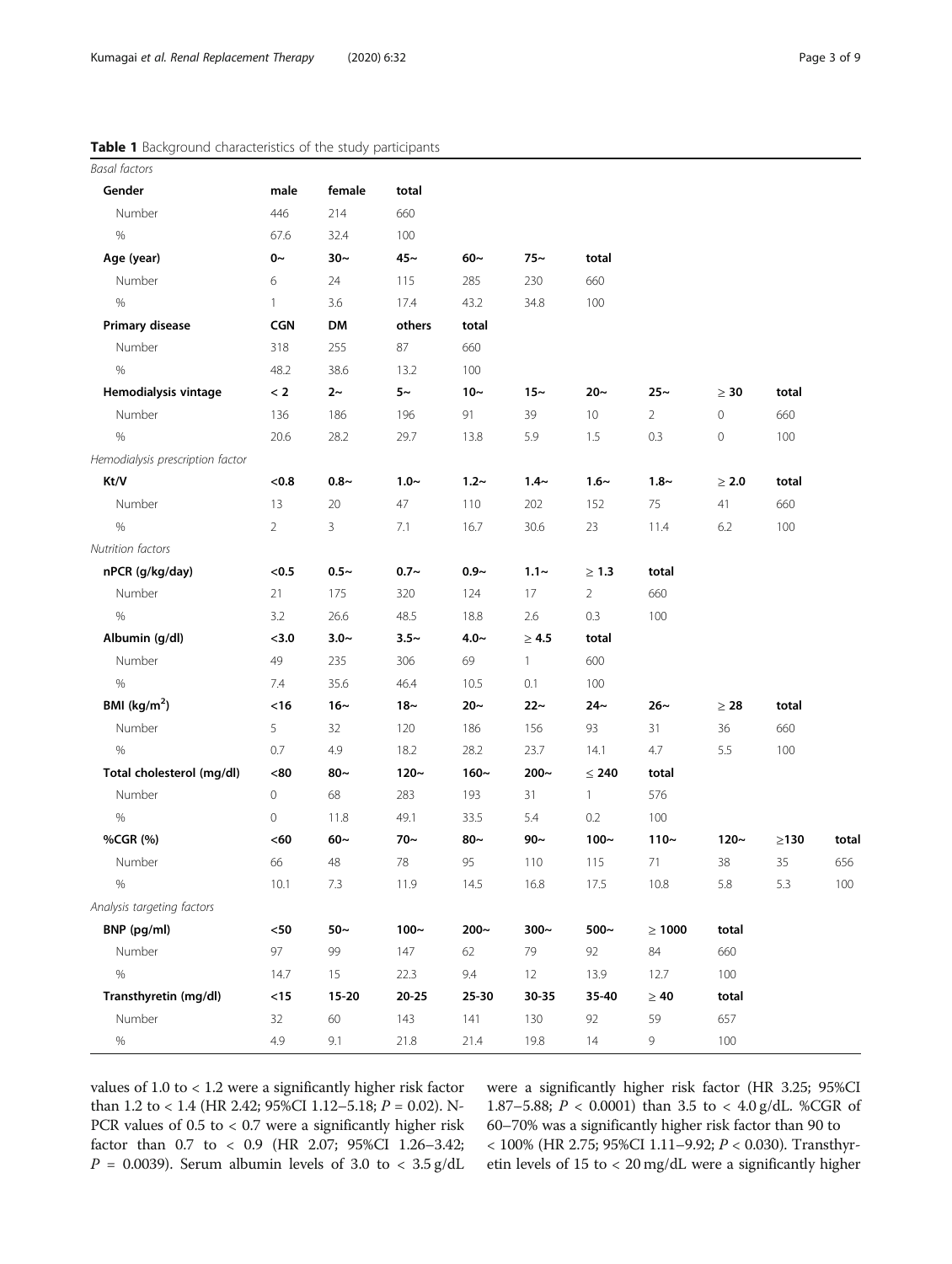**Table 1** Background characteristics of the study participants

| *Basal factors* | | | | | | | | | | |
|---|---|---|---|---|---|---|---|---|---|---|
| **Gender** | **male** | **female** | **total** | | | | | | | |
| Number | 446 | 214 | 660 | | | | | | | |
| % | 67.6 | 32.4 | 100 | | | | | | | |
| **Age (year)** | **0~** | **30~** | **45~** | **60~** | **75~** | **total** | | | | |
| Number | 6 | 24 | 115 | 285 | 230 | 660 | | | | |
| % | 1 | 3.6 | 17.4 | 43.2 | 34.8 | 100 | | | | |
| **Primary disease** | **CGN** | **DM** | **others** | **total** | | | | | | |
| Number | 318 | 255 | 87 | 660 | | | | | | |
| % | 48.2 | 38.6 | 13.2 | 100 | | | | | | |
| **Hemodialysis vintage** | **< 2** | **2~** | **5~** | **10~** | **15~** | **20~** | **25~** | **≥ 30** | **total** | |
| Number | 136 | 186 | 196 | 91 | 39 | 10 | 2 | 0 | 660 | |
| % | 20.6 | 28.2 | 29.7 | 13.8 | 5.9 | 1.5 | 0.3 | 0 | 100 | |
| *Hemodialysis prescription factor* | | | | | | | | | | |
| **Kt/V** | **<0.8** | **0.8~** | **1.0~** | **1.2~** | **1.4~** | **1.6~** | **1.8~** | **≥ 2.0** | **total** | |
| Number | 13 | 20 | 47 | 110 | 202 | 152 | 75 | 41 | 660 | |
| % | 2 | 3 | 7.1 | 16.7 | 30.6 | 23 | 11.4 | 6.2 | 100 | |
| *Nutrition factors* | | | | | | | | | | |
| **nPCR (g/kg/day)** | **<0.5** | **0.5~** | **0.7~** | **0.9~** | **1.1~** | **≥ 1.3** | **total** | | | |
| Number | 21 | 175 | 320 | 124 | 17 | 2 | 660 | | | |
| % | 3.2 | 26.6 | 48.5 | 18.8 | 2.6 | 0.3 | 100 | | | |
| **Albumin (g/dl)** | **<3.0** | **3.0~** | **3.5~** | **4.0~** | **≥ 4.5** | **total** | | | | |
| Number | 49 | 235 | 306 | 69 | 1 | 600 | | | | |
| % | 7.4 | 35.6 | 46.4 | 10.5 | 0.1 | 100 | | | | |
| **BMI (kg/m$^2$)** | **<16** | **16~** | **18~** | **20~** | **22~** | **24~** | **26~** | **≥ 28** | **total** | |
| Number | 5 | 32 | 120 | 186 | 156 | 93 | 31 | 36 | 660 | |
| % | 0.7 | 4.9 | 18.2 | 28.2 | 23.7 | 14.1 | 4.7 | 5.5 | 100 | |
| **Total cholesterol (mg/dl)** | **<80** | **80~** | **120~** | **160~** | **200~** | **≤ 240** | **total** | | | |
| Number | 0 | 68 | 283 | 193 | 31 | 1 | 576 | | | |
| % | 0 | 11.8 | 49.1 | 33.5 | 5.4 | 0.2 | 100 | | | |
| **%CGR (%)** | **<60** | **60~** | **70~** | **80~** | **90~** | **100~** | **110~** | **120~** | **≥130** | **total** |
| Number | 66 | 48 | 78 | 95 | 110 | 115 | 71 | 38 | 35 | 656 |
| % | 10.1 | 7.3 | 11.9 | 14.5 | 16.8 | 17.5 | 10.8 | 5.8 | 5.3 | 100 |
| *Analysis targeting factors* | | | | | | | | | | |
| **BNP (pg/ml)** | **<50** | **50~** | **100~** | **200~** | **300~** | **500~** | **≥ 1000** | **total** | | |
| Number | 97 | 99 | 147 | 62 | 79 | 92 | 84 | 660 | | |
| % | 14.7 | 15 | 22.3 | 9.4 | 12 | 13.9 | 12.7 | 100 | | |
| **Transthyretin (mg/dl)** | **<15** | **15-20** | **20-25** | **25-30** | **30-35** | **35-40** | **≥ 40** | **total** | | |
| Number | 32 | 60 | 143 | 141 | 130 | 92 | 59 | 657 | | |
| % | 4.9 | 9.1 | 21.8 | 21.4 | 19.8 | 14 | 9 | 100 | | |

values of 1.0 to < 1.2 were a significantly higher risk factor than 1.2 to < 1.4 (HR 2.42; 95%CI 1.12–5.18; $P$ = 0.02). N-PCR values of 0.5 to < 0.7 were a significantly higher risk factor than 0.7 to < 0.9 (HR 2.07; 95%CI 1.26–3.42; $P$ = 0.0039). Serum albumin levels of 3.0 to < 3.5 g/dL were a significantly higher risk factor (HR 3.25; 95%CI 1.87–5.88; $P$ < 0.0001) than 3.5 to < 4.0 g/dL. %CGR of 60–70% was a significantly higher risk factor than 90 to < 100% (HR 2.75; 95%CI 1.11–9.92; $P$ < 0.030). Transthyretin levels of 15 to < 20 mg/dL were a significantly higher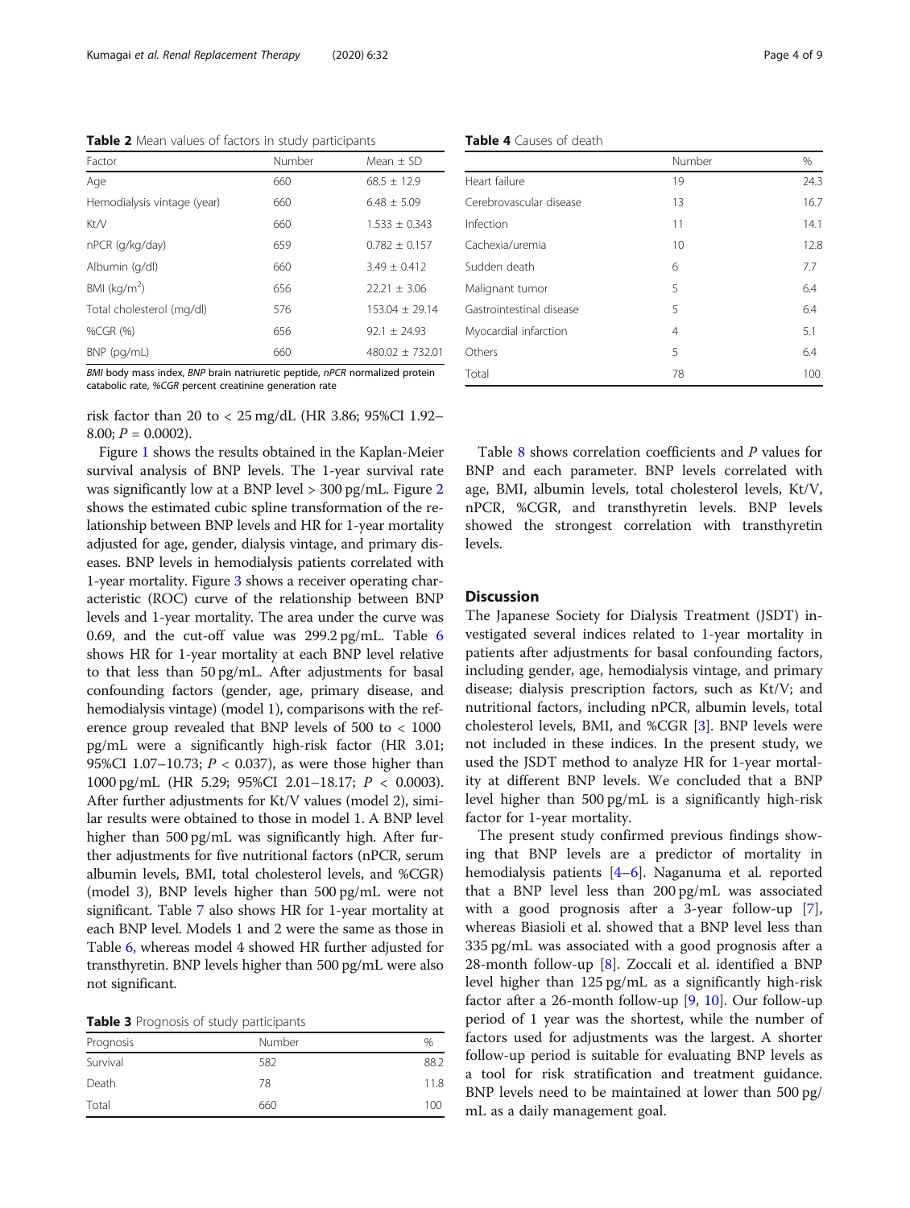**Table 2** Mean values of factors in study participants

| Factor | Number | Mean ± SD |
|---|---|---|
| Age | 660 | 68.5 ± 12.9 |
| Hemodialysis vintage (year) | 660 | 6.48 ± 5.09 |
| Kt/V | 660 | 1.533 ± 0.343 |
| nPCR (g/kg/day) | 659 | 0.782 ± 0.157 |
| Albumin (g/dl) | 660 | 3.49 ± 0.412 |
| BMI (kg/m$^2$) | 656 | 22.21 ± 3.06 |
| Total cholesterol (mg/dl) | 576 | 153.04 ± 29.14 |
| %CGR (%) | 656 | 92.1 ± 24.93 |
| BNP (pg/mL) | 660 | 480.02 ± 732.01 |

*BMI* body mass index, *BNP* brain natriuretic peptide, *nPCR* normalized protein catabolic rate, *%CGR* percent creatinine generation rate

risk factor than 20 to < 25 mg/dL (HR 3.86; 95%CI 1.92–8.00; $P = 0.0002$).

Figure 1 shows the results obtained in the Kaplan-Meier survival analysis of BNP levels. The 1-year survival rate was significantly low at a BNP level > 300 pg/mL. Figure 2 shows the estimated cubic spline transformation of the relationship between BNP levels and HR for 1-year mortality adjusted for age, gender, dialysis vintage, and primary diseases. BNP levels in hemodialysis patients correlated with 1-year mortality. Figure 3 shows a receiver operating characteristic (ROC) curve of the relationship between BNP levels and 1-year mortality. The area under the curve was 0.69, and the cut-off value was 299.2 pg/mL. Table 6 shows HR for 1-year mortality at each BNP level relative to that less than 50 pg/mL. After adjustments for basal confounding factors (gender, age, primary disease, and hemodialysis vintage) (model 1), comparisons with the reference group revealed that BNP levels of 500 to < 1000 pg/mL were a significantly high-risk factor (HR 3.01; 95%CI 1.07–10.73; $P < 0.037$), as were those higher than 1000 pg/mL (HR 5.29; 95%CI 2.01–18.17; $P < 0.0003$). After further adjustments for Kt/V values (model 2), similar results were obtained to those in model 1. A BNP level higher than 500 pg/mL was significantly high. After further adjustments for five nutritional factors (nPCR, serum albumin levels, BMI, total cholesterol levels, and %CGR) (model 3), BNP levels higher than 500 pg/mL were not significant. Table 7 also shows HR for 1-year mortality at each BNP level. Models 1 and 2 were the same as those in Table 6, whereas model 4 showed HR further adjusted for transthyretin. BNP levels higher than 500 pg/mL were also not significant.

**Table 3** Prognosis of study participants

| Prognosis | Number | % |
|---|---|---|
| Survival | 582 | 88.2 |
| Death | 78 | 11.8 |
| Total | 660 | 100 |

**Table 4** Causes of death

| | Number | % |
|---|---|---|
| Heart failure | 19 | 24.3 |
| Cerebrovascular disease | 13 | 16.7 |
| Infection | 11 | 14.1 |
| Cachexia/uremia | 10 | 12.8 |
| Sudden death | 6 | 7.7 |
| Malignant tumor | 5 | 6.4 |
| Gastrointestinal disease | 5 | 6.4 |
| Myocardial infarction | 4 | 5.1 |
| Others | 5 | 6.4 |
| Total | 78 | 100 |

Table 8 shows correlation coefficients and $P$ values for BNP and each parameter. BNP levels correlated with age, BMI, albumin levels, total cholesterol levels, Kt/V, nPCR, %CGR, and transthyretin levels. BNP levels showed the strongest correlation with transthyretin levels.

## Discussion

The Japanese Society for Dialysis Treatment (JSDT) investigated several indices related to 1-year mortality in patients after adjustments for basal confounding factors, including gender, age, hemodialysis vintage, and primary disease; dialysis prescription factors, such as Kt/V; and nutritional factors, including nPCR, albumin levels, total cholesterol levels, BMI, and %CGR [3]. BNP levels were not included in these indices. In the present study, we used the JSDT method to analyze HR for 1-year mortality at different BNP levels. We concluded that a BNP level higher than 500 pg/mL is a significantly high-risk factor for 1-year mortality.

The present study confirmed previous findings showing that BNP levels are a predictor of mortality in hemodialysis patients [4–6]. Naganuma et al. reported that a BNP level less than 200 pg/mL was associated with a good prognosis after a 3-year follow-up [7], whereas Biasioli et al. showed that a BNP level less than 335 pg/mL was associated with a good prognosis after a 28-month follow-up [8]. Zoccali et al. identified a BNP level higher than 125 pg/mL as a significantly high-risk factor after a 26-month follow-up [9, 10]. Our follow-up period of 1 year was the shortest, while the number of factors used for adjustments was the largest. A shorter follow-up period is suitable for evaluating BNP levels as a tool for risk stratification and treatment guidance. BNP levels need to be maintained at lower than 500 pg/mL as a daily management goal.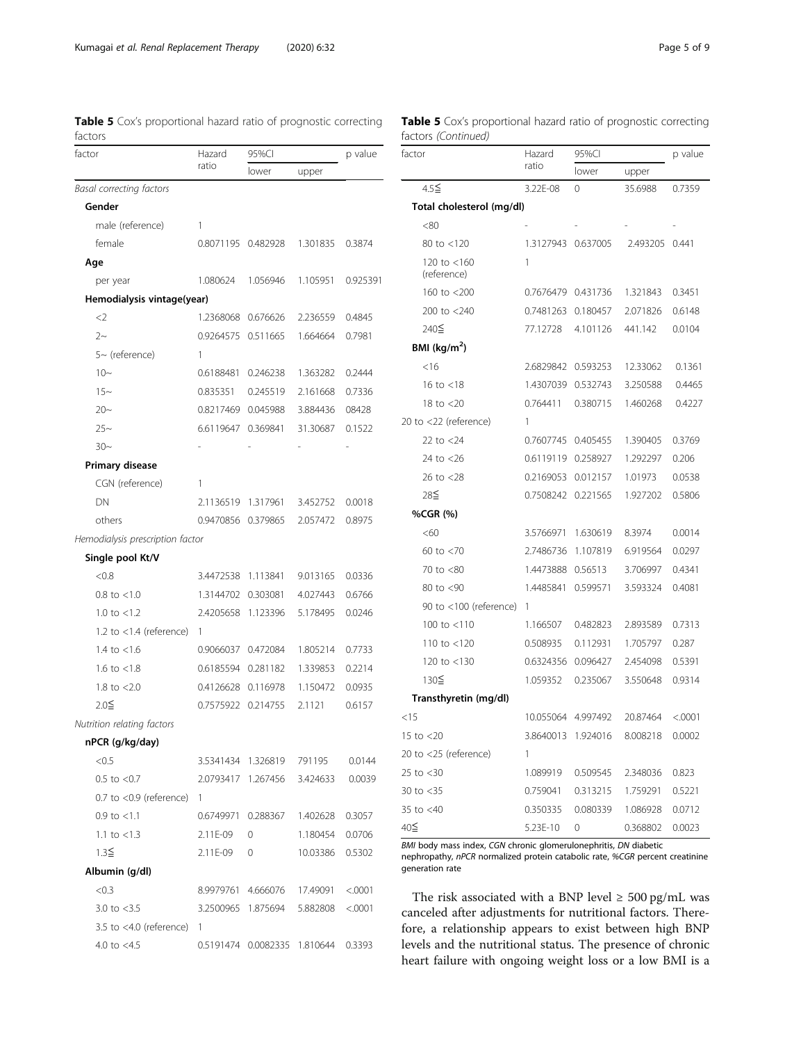**Table 5** Cox's proportional hazard ratio of prognostic correcting factors

| factor | Hazard ratio | 95%CI | | p value |
|---|---|---|---|---|
| | | lower | upper | |
| *Basal correcting factors* | | | | |
| **Gender** | | | | |
| male (reference) | 1 | | | |
| female | 0.8071195 | 0.482928 | 1.301835 | 0.3874 |
| **Age** | | | | |
| per year | 1.080624 | 1.056946 | 1.105951 | 0.925391 |
| **Hemodialysis vintage(year)** | | | | |
| <2 | 1.2368068 | 0.676626 | 2.236559 | 0.4845 |
| 2~ | 0.9264575 | 0.511665 | 1.664664 | 0.7981 |
| 5~ (reference) | 1 | | | |
| 10~ | 0.6188481 | 0.246238 | 1.363282 | 0.2444 |
| 15~ | 0.835351 | 0.245519 | 2.161668 | 0.7336 |
| 20~ | 0.8217469 | 0.045988 | 3.884436 | 08428 |
| 25~ | 6.6119647 | 0.369841 | 31.30687 | 0.1522 |
| 30~ | - | - | - | - |
| **Primary disease** | | | | |
| CGN (reference) | 1 | | | |
| DN | 2.1136519 | 1.317961 | 3.452752 | 0.0018 |
| others | 0.9470856 | 0.379865 | 2.057472 | 0.8975 |
| *Hemodialysis prescription factor* | | | | |
| **Single pool Kt/V** | | | | |
| <0.8 | 3.4472538 | 1.113841 | 9.013165 | 0.0336 |
| 0.8 to <1.0 | 1.3144702 | 0.303081 | 4.027443 | 0.6766 |
| 1.0 to <1.2 | 2.4205658 | 1.123396 | 5.178495 | 0.0246 |
| 1.2 to <1.4 (reference) | 1 | | | |
| 1.4 to <1.6 | 0.9066037 | 0.472084 | 1.805214 | 0.7733 |
| 1.6 to <1.8 | 0.6185594 | 0.281182 | 1.339853 | 0.2214 |
| 1.8 to <2.0 | 0.4126628 | 0.116978 | 1.150472 | 0.0935 |
| 2.0≦ | 0.7575922 | 0.214755 | 2.1121 | 0.6157 |
| *Nutrition relating factors* | | | | |
| **nPCR (g/kg/day)** | | | | |
| <0.5 | 3.5341434 | 1.326819 | 791195 | 0.0144 |
| 0.5 to <0.7 | 2.0793417 | 1.267456 | 3.424633 | 0.0039 |
| 0.7 to <0.9 (reference) | 1 | | | |
| 0.9 to <1.1 | 0.6749971 | 0.288367 | 1.402628 | 0.3057 |
| 1.1 to <1.3 | 2.11E-09 | 0 | 1.180454 | 0.0706 |
| 1.3≦ | 2.11E-09 | 0 | 10.03386 | 0.5302 |
| **Albumin (g/dl)** | | | | |
| <0.3 | 8.9979761 | 4.666076 | 17.49091 | <.0001 |
| 3.0 to <3.5 | 3.2500965 | 1.875694 | 5.882808 | <.0001 |
| 3.5 to <4.0 (reference) | 1 | | | |
| 4.0 to <4.5 | 0.5191474 | 0.0082335 | 1.810644 | 0.3393 |
| 4.5≦ | 3.22E-08 | 0 | 35.6988 | 0.7359 |
| **Total cholesterol (mg/dl)** | | | | |
| <80 | - | - | - | - |
| 80 to <120 | 1.3127943 | 0.637005 | 2.493205 | 0.441 |
| 120 to <160 (reference) | 1 | | | |
| 160 to <200 | 0.7676479 | 0.431736 | 1.321843 | 0.3451 |
| 200 to <240 | 0.7481263 | 0.180457 | 2.071826 | 0.6148 |
| 240≦ | 77.12728 | 4.101126 | 441.142 | 0.0104 |
| **BMI (kg/m$^2$)** | | | | |
| <16 | 2.6829842 | 0.593253 | 12.33062 | 0.1361 |
| 16 to <18 | 1.4307039 | 0.532743 | 3.250588 | 0.4465 |
| 18 to <20 | 0.764411 | 0.380715 | 1.460268 | 0.4227 |
| 20 to <22 (reference) | 1 | | | |
| 22 to <24 | 0.7607745 | 0.405455 | 1.390405 | 0.3769 |
| 24 to <26 | 0.6119119 | 0.258927 | 1.292297 | 0.206 |
| 26 to <28 | 0.2169053 | 0.012157 | 1.01973 | 0.0538 |
| 28≦ | 0.7508242 | 0.221565 | 1.927202 | 0.5806 |
| **%CGR (%)** | | | | |
| <60 | 3.5766971 | 1.630619 | 8.3974 | 0.0014 |
| 60 to <70 | 2.7486736 | 1.107819 | 6.919564 | 0.0297 |
| 70 to <80 | 1.4473888 | 0.56513 | 3.706997 | 0.4341 |
| 80 to <90 | 1.4485841 | 0.599571 | 3.593324 | 0.4081 |
| 90 to <100 (reference) | 1 | | | |
| 100 to <110 | 1.166507 | 0.482823 | 2.893589 | 0.7313 |
| 110 to <120 | 0.508935 | 0.112931 | 1.705797 | 0.287 |
| 120 to <130 | 0.6324356 | 0.096427 | 2.454098 | 0.5391 |
| 130≦ | 1.059352 | 0.235067 | 3.550648 | 0.9314 |
| **Transthyretin (mg/dl)** | | | | |
| <15 | 10.055064 | 4.997492 | 20.87464 | <.0001 |
| 15 to <20 | 3.8640013 | 1.924016 | 8.008218 | 0.0002 |
| 20 to <25 (reference) | 1 | | | |
| 25 to <30 | 1.089919 | 0.509545 | 2.348036 | 0.823 |
| 30 to <35 | 0.759041 | 0.313215 | 1.759291 | 0.5221 |
| 35 to <40 | 0.350335 | 0.080339 | 1.086928 | 0.0712 |
| 40≦ | 5.23E-10 | 0 | 0.368802 | 0.0023 |

*BMI* body mass index, *CGN* chronic glomerulonephritis, *DN* diabetic nephropathy, *nPCR* normalized protein catabolic rate, *%CGR* percent creatinine generation rate

The risk associated with a BNP level ≥ 500 pg/mL was canceled after adjustments for nutritional factors. Therefore, a relationship appears to exist between high BNP levels and the nutritional status. The presence of chronic heart failure with ongoing weight loss or a low BMI is a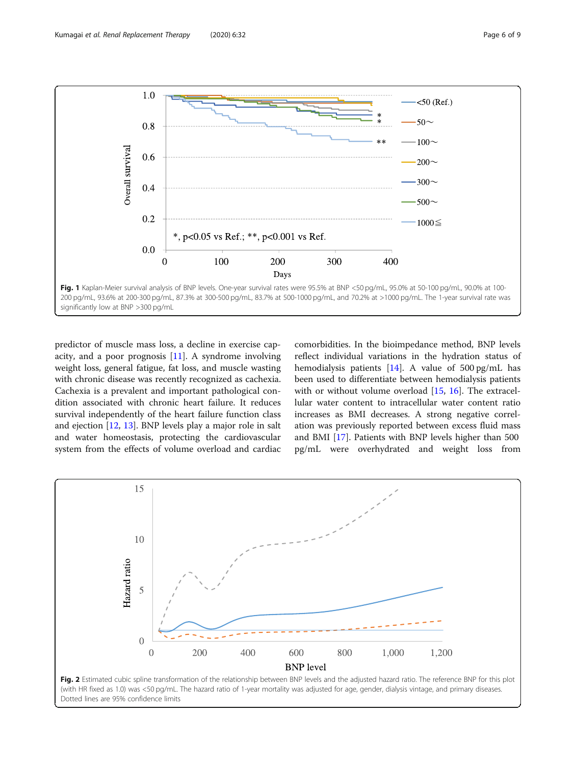**Fig. 1** Kaplan-Meier survival analysis of BNP levels. One-year survival rates were 95.5% at BNP <50 pg/mL, 95.0% at 50-100 pg/mL, 90.0% at 100-200 pg/mL, 93.6% at 200-300 pg/mL, 87.3% at 300-500 pg/mL, 83.7% at 500-1000 pg/mL, and 70.2% at >1000 pg/mL. The 1-year survival rate was significantly low at BNP >300 pg/mL

predictor of muscle mass loss, a decline in exercise capacity, and a poor prognosis [11]. A syndrome involving weight loss, general fatigue, fat loss, and muscle wasting with chronic disease was recently recognized as cachexia. Cachexia is a prevalent and important pathological condition associated with chronic heart failure. It reduces survival independently of the heart failure function class and ejection [12, 13]. BNP levels play a major role in salt and water homeostasis, protecting the cardiovascular system from the effects of volume overload and cardiac comorbidities. In the bioimpedance method, BNP levels reflect individual variations in the hydration status of hemodialysis patients [14]. A value of 500 pg/mL has been used to differentiate between hemodialysis patients with or without volume overload [15, 16]. The extracellular water content to intracellular water content ratio increases as BMI decreases. A strong negative correlation was previously reported between excess fluid mass and BMI [17]. Patients with BNP levels higher than 500 pg/mL were overhydrated and weight loss from

**Fig. 2** Estimated cubic spline transformation of the relationship between BNP levels and the adjusted hazard ratio. The reference BNP for this plot (with HR fixed as 1.0) was <50 pg/mL. The hazard ratio of 1-year mortality was adjusted for age, gender, dialysis vintage, and primary diseases. Dotted lines are 95% confidence limits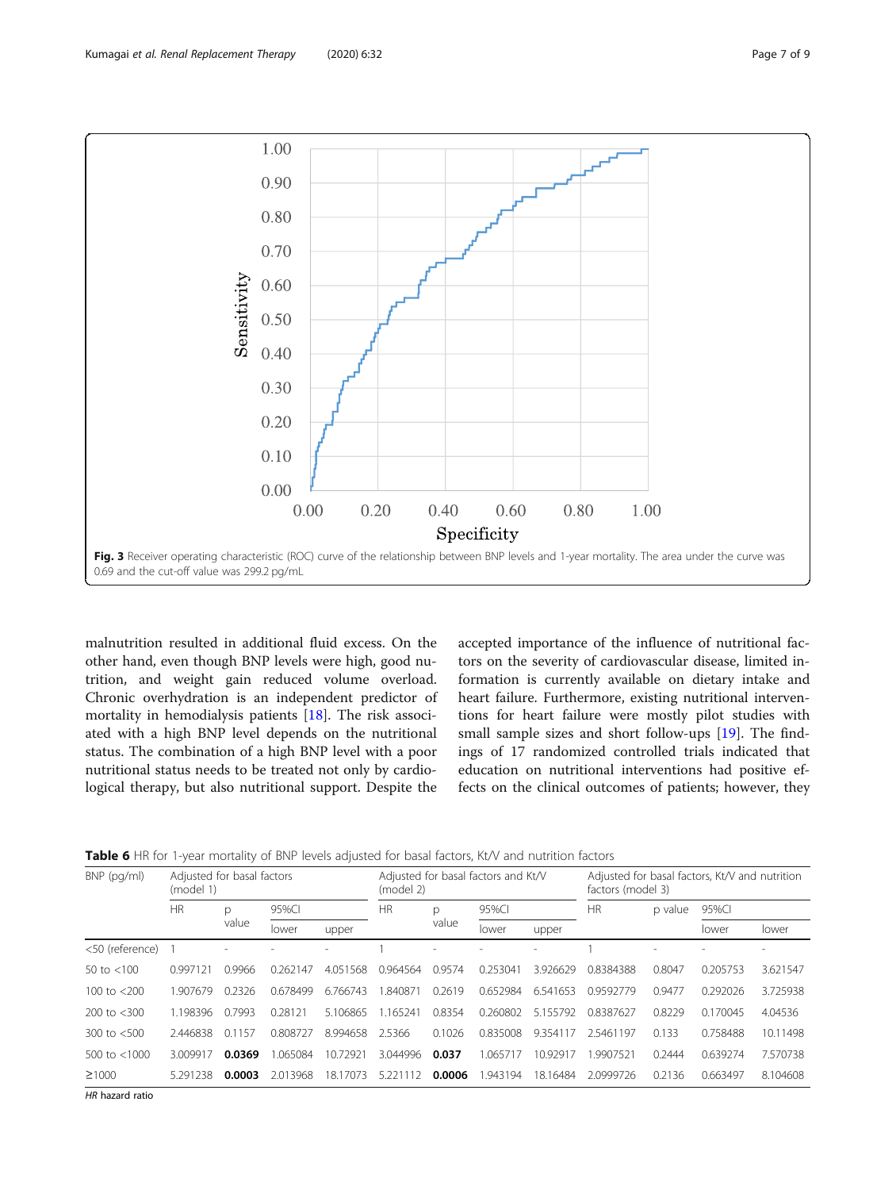Fig. 3 Receiver operating characteristic (ROC) curve of the relationship between BNP levels and 1-year mortality. The area under the curve was 0.69 and the cut-off value was 299.2 pg/mL

malnutrition resulted in additional fluid excess. On the other hand, even though BNP levels were high, good nutrition, and weight gain reduced volume overload. Chronic overhydration is an independent predictor of mortality in hemodialysis patients [18]. The risk associated with a high BNP level depends on the nutritional status. The combination of a high BNP level with a poor nutritional status needs to be treated not only by cardiological therapy, but also nutritional support. Despite the accepted importance of the influence of nutritional factors on the severity of cardiovascular disease, limited information is currently available on dietary intake and heart failure. Furthermore, existing nutritional interventions for heart failure were mostly pilot studies with small sample sizes and short follow-ups [19]. The findings of 17 randomized controlled trials indicated that education on nutritional interventions had positive effects on the clinical outcomes of patients; however, they

**Table 6** HR for 1-year mortality of BNP levels adjusted for basal factors, Kt/V and nutrition factors

| BNP (pg/ml) | Adjusted for basal factors (model 1) | | | | Adjusted for basal factors and Kt/V (model 2) | | | | Adjusted for basal factors, Kt/V and nutrition factors (model 3) | | | |
|---|---|---|---|---|---|---|---|---|---|---|---|---|
| | HR | p value | 95%CI | | HR | p value | 95%CI | | HR | p value | 95%CI | |
| | | | lower | upper | | | lower | upper | | | lower | lower |
| <50 (reference) | 1 | - | - | - | 1 | - | - | - | 1 | - | - | - |
| 50 to <100 | 0.997121 | 0.9966 | 0.262147 | 4.051568 | 0.964564 | 0.9574 | 0.253041 | 3.926629 | 0.8384388 | 0.8047 | 0.205753 | 3.621547 |
| 100 to <200 | 1.907679 | 0.2326 | 0.678499 | 6.766743 | 1.840871 | 0.2619 | 0.652984 | 6.541653 | 0.9592779 | 0.9477 | 0.292026 | 3.725938 |
| 200 to <300 | 1.198396 | 0.7993 | 0.28121 | 5.106865 | 1.165241 | 0.8354 | 0.260802 | 5.155792 | 0.8387627 | 0.8229 | 0.170045 | 4.04536 |
| 300 to <500 | 2.446838 | 0.1157 | 0.808727 | 8.994658 | 2.5366 | 0.1026 | 0.835008 | 9.354117 | 2.5461197 | 0.133 | 0.758488 | 10.11498 |
| 500 to <1000 | 3.009917 | **0.0369** | 1.065084 | 10.72921 | 3.044996 | **0.037** | 1.065717 | 10.92917 | 1.9907521 | 0.2444 | 0.639274 | 7.570738 |
| ≥1000 | 5.291238 | **0.0003** | 2.013968 | 18.17073 | 5.221112 | **0.0006** | 1.943194 | 18.16484 | 2.0999726 | 0.2136 | 0.663497 | 8.104608 |

*HR* hazard ratio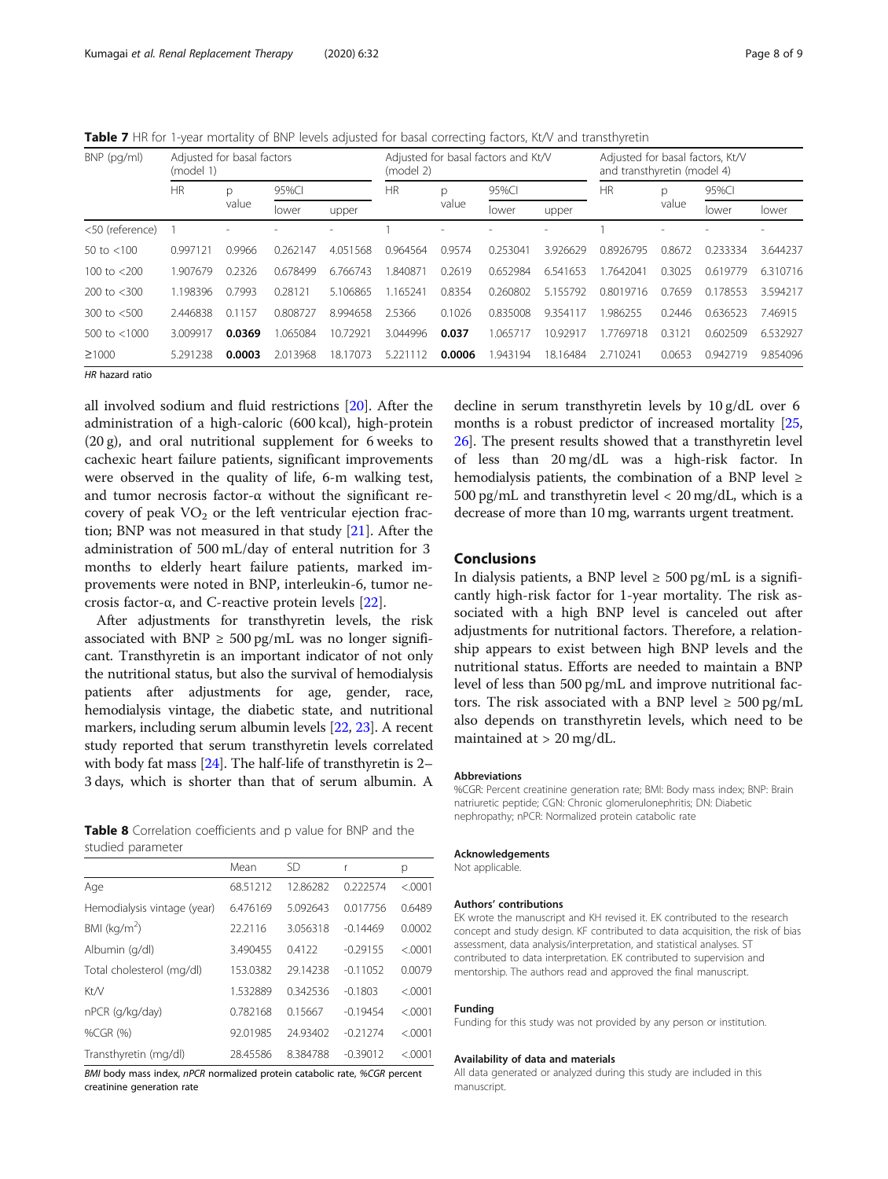**Table 7** HR for 1-year mortality of BNP levels adjusted for basal correcting factors, Kt/V and transthyretin

| BNP (pg/ml) | Adjusted for basal factors (model 1) | | | | Adjusted for basal factors and Kt/V (model 2) | | | | Adjusted for basal factors, Kt/V and transthyretin (model 4) | | | |
|---|---|---|---|---|---|---|---|---|---|---|---|---|
| | HR | p value | 95%CI | | HR | p value | 95%CI | | HR | p value | 95%CI | |
| | | | lower | upper | | | lower | upper | | | lower | lower |
| <50 (reference) | 1 | - | - | - | 1 | - | - | - | 1 | - | - | - |
| 50 to <100 | 0.997121 | 0.9966 | 0.262147 | 4.051568 | 0.964564 | 0.9574 | 0.253041 | 3.926629 | 0.8926795 | 0.8672 | 0.233334 | 3.644237 |
| 100 to <200 | 1.907679 | 0.2326 | 0.678499 | 6.766743 | 1.840871 | 0.2619 | 0.652984 | 6.541653 | 1.7642041 | 0.3025 | 0.619779 | 6.310716 |
| 200 to <300 | 1.198396 | 0.7993 | 0.28121 | 5.106865 | 1.165241 | 0.8354 | 0.260802 | 5.155792 | 0.8019716 | 0.7659 | 0.178553 | 3.594217 |
| 300 to <500 | 2.446838 | 0.1157 | 0.808727 | 8.994658 | 2.5366 | 0.1026 | 0.835008 | 9.354117 | 1.986255 | 0.2446 | 0.636523 | 7.46915 |
| 500 to <1000 | 3.009917 | **0.0369** | 1.065084 | 10.72921 | 3.044996 | **0.037** | 1.065717 | 10.92917 | 1.7769718 | 0.3121 | 0.602509 | 6.532927 |
| ≥1000 | 5.291238 | **0.0003** | 2.013968 | 18.17073 | 5.221112 | **0.0006** | 1.943194 | 18.16484 | 2.710241 | 0.0653 | 0.942719 | 9.854096 |

*HR* hazard ratio

all involved sodium and fluid restrictions [20]. After the administration of a high-caloric (600 kcal), high-protein (20 g), and oral nutritional supplement for 6 weeks to cachexic heart failure patients, significant improvements were observed in the quality of life, 6-m walking test, and tumor necrosis factor-α without the significant recovery of peak $VO_2$ or the left ventricular ejection fraction; BNP was not measured in that study [21]. After the administration of 500 mL/day of enteral nutrition for 3 months to elderly heart failure patients, marked improvements were noted in BNP, interleukin-6, tumor necrosis factor-α, and C-reactive protein levels [22].

After adjustments for transthyretin levels, the risk associated with BNP ≥ 500 pg/mL was no longer significant. Transthyretin is an important indicator of not only the nutritional status, but also the survival of hemodialysis patients after adjustments for age, gender, race, hemodialysis vintage, the diabetic state, and nutritional markers, including serum albumin levels [22, 23]. A recent study reported that serum transthyretin levels correlated with body fat mass [24]. The half-life of transthyretin is 2–3 days, which is shorter than that of serum albumin. A decline in serum transthyretin levels by 10 g/dL over 6 months is a robust predictor of increased mortality [25, 26]. The present results showed that a transthyretin level of less than 20 mg/dL was a high-risk factor. In hemodialysis patients, the combination of a BNP level ≥ 500 pg/mL and transthyretin level < 20 mg/dL, which is a decrease of more than 10 mg, warrants urgent treatment.

**Table 8** Correlation coefficients and p value for BNP and the studied parameter

| | Mean | SD | r | p |
|---|---|---|---|---|
| Age | 68.51212 | 12.86282 | 0.222574 | <.0001 |
| Hemodialysis vintage (year) | 6.476169 | 5.092643 | 0.017756 | 0.6489 |
| BMI (kg/m$^2$) | 22.2116 | 3.056318 | -0.14469 | 0.0002 |
| Albumin (g/dl) | 3.490455 | 0.4122 | -0.29155 | <.0001 |
| Total cholesterol (mg/dl) | 153.0382 | 29.14238 | -0.11052 | 0.0079 |
| Kt/V | 1.532889 | 0.342536 | -0.1803 | <.0001 |
| nPCR (g/kg/day) | 0.782168 | 0.15667 | -0.19454 | <.0001 |
| %CGR (%) | 92.01985 | 24.93402 | -0.21274 | <.0001 |
| Transthyretin (mg/dl) | 28.45586 | 8.384788 | -0.39012 | <.0001 |

*BMI* body mass index, *nPCR* normalized protein catabolic rate, *%CGR* percent creatinine generation rate

## Conclusions

In dialysis patients, a BNP level ≥ 500 pg/mL is a significantly high-risk factor for 1-year mortality. The risk associated with a high BNP level is canceled out after adjustments for nutritional factors. Therefore, a relationship appears to exist between high BNP levels and the nutritional status. Efforts are needed to maintain a BNP level of less than 500 pg/mL and improve nutritional factors. The risk associated with a BNP level ≥ 500 pg/mL also depends on transthyretin levels, which need to be maintained at > 20 mg/dL.

### Abbreviations

%CGR: Percent creatinine generation rate; BMI: Body mass index; BNP: Brain natriuretic peptide; CGN: Chronic glomerulonephritis; DN: Diabetic nephropathy; nPCR: Normalized protein catabolic rate

### Acknowledgements

Not applicable.

### Authors' contributions

EK wrote the manuscript and KH revised it. EK contributed to the research concept and study design. KF contributed to data acquisition, the risk of bias assessment, data analysis/interpretation, and statistical analyses. ST contributed to data interpretation. EK contributed to supervision and mentorship. The authors read and approved the final manuscript.

### Funding

Funding for this study was not provided by any person or institution.

### Availability of data and materials

All data generated or analyzed during this study are included in this manuscript.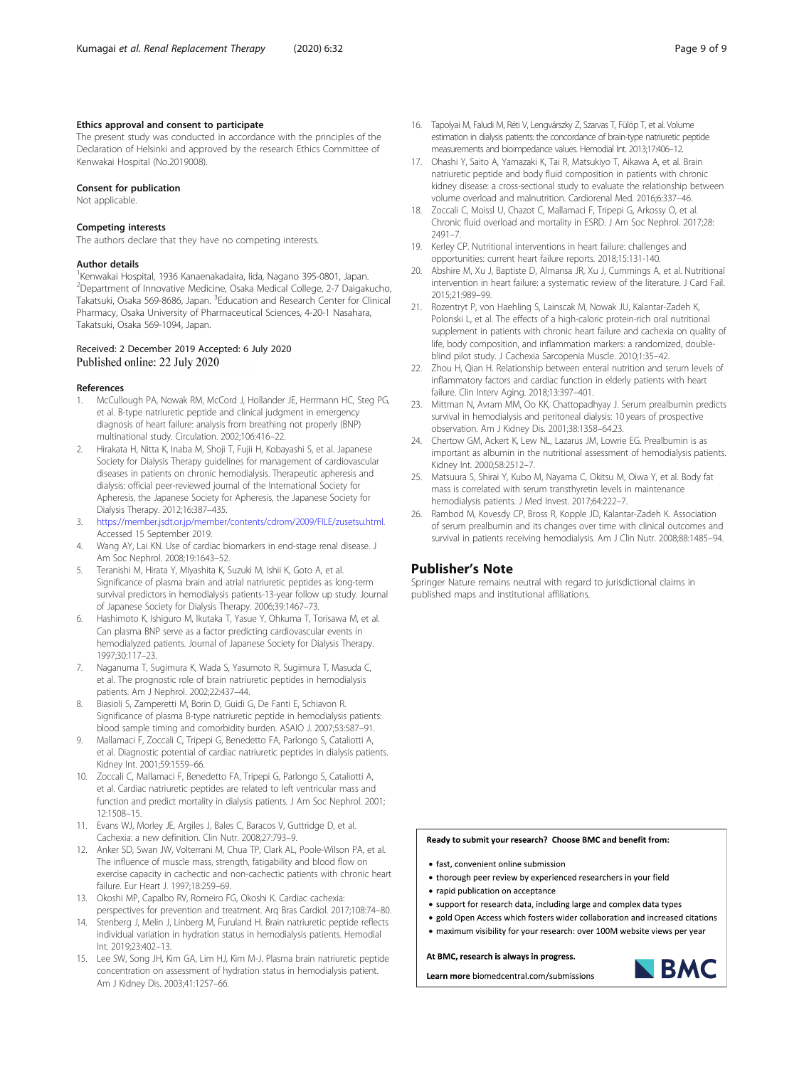#### Ethics approval and consent to participate

The present study was conducted in accordance with the principles of the Declaration of Helsinki and approved by the research Ethics Committee of Kenwakai Hospital (No.2019008).

#### Consent for publication

Not applicable.

#### Competing interests

The authors declare that they have no competing interests.

#### Author details

[1]Kenwakai Hospital, 1936 Kanaenakadaira, Iida, Nagano 395-0801, Japan. [2]Department of Innovative Medicine, Osaka Medical College, 2-7 Daigakucho, Takatsuki, Osaka 569-8686, Japan. [3]Education and Research Center for Clinical Pharmacy, Osaka University of Pharmaceutical Sciences, 4-20-1 Nasahara, Takatsuki, Osaka 569-1094, Japan.

Received: 2 December 2019 Accepted: 6 July 2020
Published online: 22 July 2020

#### References

1. McCullough PA, Nowak RM, McCord J, Hollander JE, Herrmann HC, Steg PG, et al. B-type natriuretic peptide and clinical judgment in emergency diagnosis of heart failure: analysis from breathing not properly (BNP) multinational study. Circulation. 2002;106:416–22.
2. Hirakata H, Nitta K, Inaba M, Shoji T, Fujii H, Kobayashi S, et al. Japanese Society for Dialysis Therapy guidelines for management of cardiovascular diseases in patients on chronic hemodialysis. Therapeutic apheresis and dialysis: official peer-reviewed journal of the International Society for Apheresis, the Japanese Society for Apheresis, the Japanese Society for Dialysis Therapy. 2012;16:387–435.
3. https://member.jsdt.or.jp/member/contents/cdrom/2009/FILE/zusetsu.html. Accessed 15 September 2019.
4. Wang AY, Lai KN. Use of cardiac biomarkers in end-stage renal disease. J Am Soc Nephrol. 2008;19:1643–52.
5. Teranishi M, Hirata Y, Miyashita K, Suzuki M, Ishii K, Goto A, et al. Significance of plasma brain and atrial natriuretic peptides as long-term survival predictors in hemodialysis patients-13-year follow up study. Journal of Japanese Society for Dialysis Therapy. 2006;39:1467–73.
6. Hashimoto K, Ishiguro M, Ikutaka T, Yasue Y, Ohkuma T, Torisawa M, et al. Can plasma BNP serve as a factor predicting cardiovascular events in hemodialyzed patients. Journal of Japanese Society for Dialysis Therapy. 1997;30:117–23.
7. Naganuma T, Sugimura K, Wada S, Yasumoto R, Sugimura T, Masuda C, et al. The prognostic role of brain natriuretic peptides in hemodialysis patients. Am J Nephrol. 2002;22:437–44.
8. Biasioli S, Zamperetti M, Borin D, Guidi G, De Fanti E, Schiavon R. Significance of plasma B-type natriuretic peptide in hemodialysis patients: blood sample timing and comorbidity burden. ASAIO J. 2007;53:587–91.
9. Mallamaci F, Zoccali C, Tripepi G, Benedetto FA, Parlongo S, Cataliotti A, et al. Diagnostic potential of cardiac natriuretic peptides in dialysis patients. Kidney Int. 2001;59:1559–66.
10. Zoccali C, Mallamaci F, Benedetto FA, Tripepi G, Parlongo S, Cataliotti A, et al. Cardiac natriuretic peptides are related to left ventricular mass and function and predict mortality in dialysis patients. J Am Soc Nephrol. 2001;12:1508–15.
11. Evans WJ, Morley JE, Argiles J, Bales C, Baracos V, Guttridge D, et al. Cachexia: a new definition. Clin Nutr. 2008;27:793–9.
12. Anker SD, Swan JW, Volterrani M, Chua TP, Clark AL, Poole-Wilson PA, et al. The influence of muscle mass, strength, fatigability and blood flow on exercise capacity in cachectic and non-cachectic patients with chronic heart failure. Eur Heart J. 1997;18:259–69.
13. Okoshi MP, Capalbo RV, Romeiro FG, Okoshi K. Cardiac cachexia: perspectives for prevention and treatment. Arq Bras Cardiol. 2017;108:74–80.
14. Stenberg J, Melin J, Linberg M, Furuland H. Brain natriuretic peptide reflects individual variation in hydration status in hemodialysis patients. Hemodial Int. 2019;23:402–13.
15. Lee SW, Song JH, Kim GA, Lim HJ, Kim M-J. Plasma brain natriuretic peptide concentration on assessment of hydration status in hemodialysis patient. Am J Kidney Dis. 2003;41:1257–66.
16. Tapolyai M, Faludi M, Réti V, Lengvárszky Z, Szarvas T, Fülöp T, et al. Volume estimation in dialysis patients: the concordance of brain-type natriuretic peptide measurements and bioimpedance values. Hemodial Int. 2013;17:406–12.
17. Ohashi Y, Saito A, Yamazaki K, Tai R, Matsukiyo T, Aikawa A, et al. Brain natriuretic peptide and body fluid composition in patients with chronic kidney disease: a cross-sectional study to evaluate the relationship between volume overload and malnutrition. Cardiorenal Med. 2016;6:337–46.
18. Zoccali C, Moissl U, Chazot C, Mallamaci F, Tripepi G, Arkossy O, et al. Chronic fluid overload and mortality in ESRD. J Am Soc Nephrol. 2017;28:2491–7.
19. Kerley CP. Nutritional interventions in heart failure: challenges and opportunities: current heart failure reports. 2018;15:131-140.
20. Abshire M, Xu J, Baptiste D, Almansa JR, Xu J, Cummings A, et al. Nutritional intervention in heart failure: a systematic review of the literature. J Card Fail. 2015;21:989–99.
21. Rozentryt P, von Haehling S, Lainscak M, Nowak JU, Kalantar-Zadeh K, Polonski L, et al. The effects of a high-caloric protein-rich oral nutritional supplement in patients with chronic heart failure and cachexia on quality of life, body composition, and inflammation markers: a randomized, double-blind pilot study. J Cachexia Sarcopenia Muscle. 2010;1:35–42.
22. Zhou H, Qian H. Relationship between enteral nutrition and serum levels of inflammatory factors and cardiac function in elderly patients with heart failure. Clin Interv Aging. 2018;13:397–401.
23. Mittman N, Avram MM, Oo KK, Chattopadhyay J. Serum prealbumin predicts survival in hemodialysis and peritoneal dialysis: 10 years of prospective observation. Am J Kidney Dis. 2001;38:1358–64.23.
24. Chertow GM, Ackert K, Lew NL, Lazarus JM, Lowrie EG. Prealbumin is as important as albumin in the nutritional assessment of hemodialysis patients. Kidney Int. 2000;58:2512–7.
25. Matsuura S, Shirai Y, Kubo M, Nayama C, Okitsu M, Oiwa Y, et al. Body fat mass is correlated with serum transthyretin levels in maintenance hemodialysis patients. J Med Invest. 2017;64:222–7.
26. Rambod M, Kovesdy CP, Bross R, Kopple JD, Kalantar-Zadeh K. Association of serum prealbumin and its changes over time with clinical outcomes and survival in patients receiving hemodialysis. Am J Clin Nutr. 2008;88:1485–94.

## Publisher's Note

Springer Nature remains neutral with regard to jurisdictional claims in published maps and institutional affiliations.

**Ready to submit your research? Choose BMC and benefit from:**

- fast, convenient online submission
- thorough peer review by experienced researchers in your field
- rapid publication on acceptance
- support for research data, including large and complex data types
- gold Open Access which fosters wider collaboration and increased citations
- maximum visibility for your research: over 100M website views per year

**At BMC, research is always in progress.**

**Learn more** biomedcentral.com/submissions

BMC